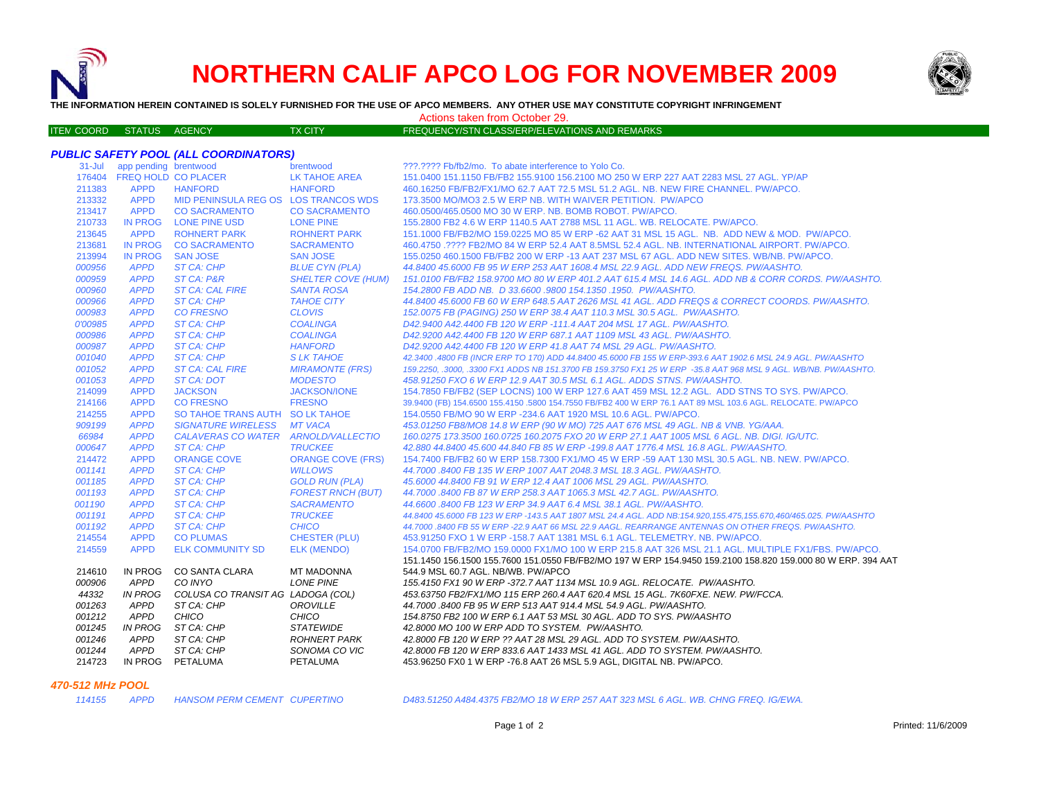# NORTHERN CALIF APCO LOG FOR NOVEMBER 2009

**THE INFORMATION HEREIN CONTAINED IS SOLELY FURNISHED FOR THE USE OF APCO MEMBERS. ANY OTHER USE MAY CONSTITUTE COPYRIGHT INFRINGEMENT**

Actions taken from October 29.

| ITEM COORD | STATUS | AGENCY | TX CITY | FREQUENCY/STN CLASS/ERP/ELEVATIONS AND REMARKS |
|---|---|---|---|---|
| ***PUBLIC SAFETY POOL (ALL COORDINATORS)*** | | | | |
| 31-Jul | app pending | brentwood | brentwood | ???.???? Fb/fb2/mo. To abate interference to Yolo Co. |
| 176404 | FREQ HOLD | CO PLACER | LK TAHOE AREA | 151.0400 151.1150 FB/FB2 155.9100 156.2100 MO 250 W ERP 227 AAT 2283 MSL 27 AGL. YP/AP |
| 211383 | APPD | HANFORD | HANFORD | 460.16250 FB/FB2/FX1/MO 62.7 AAT 72.5 MSL 51.2 AGL. NB. NEW FIRE CHANNEL. PW/APCO. |
| 213332 | APPD | MID PENINSULA REG OS | LOS TRANCOS WDS | 173.3500 MO/MO3 2.5 W ERP NB. WITH WAIVER PETITION. PW/APCO |
| 213417 | APPD | CO SACRAMENTO | CO SACRAMENTO | 460.0500/465.0500 MO 30 W ERP. NB. BOMB ROBOT. PW/APCO. |
| 210733 | IN PROG | LONE PINE USD | LONE PINE | 155.2800 FB2 4.6 W ERP 1140.5 AAT 2788 MSL 11 AGL. WB. RELOCATE. PW/APCO. |
| 213645 | APPD | ROHNERT PARK | ROHNERT PARK | 151.1000 FB/FB2/MO 159.0225 MO 85 W ERP -62 AAT 31 MSL 15 AGL. NB. ADD NEW & MOD. PW/APCO. |
| 213681 | IN PROG | CO SACRAMENTO | SACRAMENTO | 460.4750 .???? FB2/MO 84 W ERP 52.4 AAT 8.5MSL 52.4 AGL. NB. INTERNATIONAL AIRPORT. PW/APCO. |
| 213994 | IN PROG | SAN JOSE | SAN JOSE | 155.0250 460.1500 FB/FB2 200 W ERP -13 AAT 237 MSL 67 AGL. ADD NEW SITES. WB/NB. PW/APCO. |
| *000956* | *APPD* | *ST CA: CHP* | *BLUE CYN (PLA)* | *44.8400 45.6000 FB 95 W ERP 253 AAT 1608.4 MSL 22.9 AGL. ADD NEW FREQS. PW/AASHTO.* |
| *000959* | *APPD* | *ST CA: P&R* | *SHELTER COVE (HUM)* | *151.0100 FB/FB2 158.9700 MO 80 W ERP 401.2 AAT 615.4 MSL 14.6 AGL. ADD NB & CORR CORDS. PW/AASHTO.* |
| *000960* | *APPD* | *ST CA: CAL FIRE* | *SANTA ROSA* | *154.2800 FB ADD NB. D 33.6600 .9800 154.1350 .1950. PW/AASHTO.* |
| *000966* | *APPD* | *ST CA: CHP* | *TAHOE CITY* | *44.8400 45.6000 FB 60 W ERP 648.5 AAT 2626 MSL 41 AGL. ADD FREQS & CORRECT COORDS. PW/AASHTO.* |
| *000983* | *APPD* | *CO FRESNO* | *CLOVIS* | *152.0075 FB (PAGING) 250 W ERP 38.4 AAT 110.3 MSL 30.5 AGL. PW/AASHTO.* |
| *0'00985* | *APPD* | *ST CA: CHP* | *COALINGA* | *D42.9400 A42.4400 FB 120 W ERP -111.4 AAT 204 MSL 17 AGL. PW/AASHTO.* |
| *000986* | *APPD* | *ST CA: CHP* | *COALINGA* | *D42.9200 A42.4400 FB 120 W ERP 687.1 AAT 1109 MSL 43 AGL. PW/AASHTO.* |
| *000987* | *APPD* | *ST CA: CHP* | *HANFORD* | *D42.9200 A42.4400 FB 120 W ERP 41.8 AAT 74 MSL 29 AGL. PW/AASHTO.* |
| *001040* | *APPD* | *ST CA: CHP* | *S LK TAHOE* | *42.3400 .4800 FB (INCR ERP TO 170) ADD 44.8400 45.6000 FB 155 W ERP-393.6 AAT 1902.6 MSL 24.9 AGL. PW/AASHTO* |
| *001052* | *APPD* | *ST CA: CAL FIRE* | *MIRAMONTE (FRS)* | *159.2250, .3000, .3300 FX1 ADDS NB 151.3700 FB 159.3750 FX1 25 W ERP -35.8 AAT 968 MSL 9 AGL. WB/NB. PW/AASHTO.* |
| *001053* | *APPD* | *ST CA: DOT* | *MODESTO* | *458.91250 FXO 6 W ERP 12.9 AAT 30.5 MSL 6.1 AGL. ADDS STNS. PW/AASHTO.* |
| 214099 | APPD | JACKSON | JACKSON/IONE | 154.7850 FB/FB2 (SEP LOCNS) 100 W ERP 127.6 AAT 459 MSL 12.2 AGL. ADD STNS TO SYS. PW/APCO. |
| 214166 | APPD | CO FRESNO | FRESNO | 39.9400 (FB) 154.6500 155.4150 .5800 154.7550 FB/FB2 400 W ERP 76.1 AAT 89 MSL 103.6 AGL. RELOCATE. PW/APCO |
| 214255 | APPD | SO TAHOE TRANS AUTH | SO LK TAHOE | 154.0550 FB/MO 90 W ERP -234.6 AAT 1920 MSL 10.6 AGL. PW/APCO. |
| *909199* | *APPD* | *SIGNATURE WIRELESS* | *MT VACA* | *453.01250 FB8/MO8 14.8 W ERP (90 W MO) 725 AAT 676 MSL 49 AGL. NB & VNB. YG/AAA.* |
| *66984* | *APPD* | *CALAVERAS CO WATER* | *ARNOLD/VALLECTIO* | *160.0275 173.3500 160.0725 160.2075 FXO 20 W ERP 27.1 AAT 1005 MSL 6 AGL. NB. DIGI. IG/UTC.* |
| *000647* | *APPD* | *ST CA: CHP* | *TRUCKEE* | *42.880 44.8400 45.600 44.840 FB 85 W ERP -199.8 AAT 1776.4 MSL 16.8 AGL. PW/AASHTO.* |
| 214472 | APPD | ORANGE COVE | ORANGE COVE (FRS) | 154.7400 FB/FB2 60 W ERP 158.7300 FX1/MO 45 W ERP -59 AAT 130 MSL 30.5 AGL. NB. NEW. PW/APCO. |
| *001141* | *APPD* | *ST CA: CHP* | *WILLOWS* | *44.7000 .8400 FB 135 W ERP 1007 AAT 2048.3 MSL 18.3 AGL. PW/AASHTO.* |
| *001185* | *APPD* | *ST CA: CHP* | *GOLD RUN (PLA)* | *45.6000 44.8400 FB 91 W ERP 12.4 AAT 1006 MSL 29 AGL. PW/AASHTO.* |
| *001193* | *APPD* | *ST CA: CHP* | *FOREST RNCH (BUT)* | *44.7000 .8400 FB 87 W ERP 258.3 AAT 1065.3 MSL 42.7 AGL. PW/AASHTO.* |
| *001190* | *APPD* | *ST CA: CHP* | *SACRAMENTO* | *44.6600 .8400 FB 123 W ERP 34.9 AAT 6.4 MSL 38.1 AGL. PW/AASHTO.* |
| *001191* | *APPD* | *ST CA: CHP* | *TRUCKEE* | *44.8400 45.6000 FB 123 W ERP -143.5 AAT 1807 MSL 24.4 AGL. ADD NB:154.920,155.475,155.670,460/465.025. PW/AASHTO* |
| *001192* | *APPD* | *ST CA: CHP* | *CHICO* | *44.7000 .8400 FB 55 W ERP -22.9 AAT 66 MSL 22.9 AAGL. REARRANGE ANTENNAS ON OTHER FREQS. PW/AASHTO.* |
| 214554 | APPD | CO PLUMAS | CHESTER (PLU) | 453.91250 FXO 1 W ERP -158.7 AAT 1381 MSL 6.1 AGL. TELEMETRY. NB. PW/APCO. |
| 214559 | APPD | ELK COMMUNITY SD | ELK (MENDO) | 154.0700 FB/FB2/MO 159.0000 FX1/MO 100 W ERP 215.8 AAT 326 MSL 21.1 AGL. MULTIPLE FX1/FBS. PW/APCO. |
| 214610 | IN PROG | CO SANTA CLARA | MT MADONNA | 151.1450 156.1500 155.7600 151.0550 FB/FB2/MO 197 W ERP 154.9450 159.2100 158.820 159.000 80 W ERP. 394 AAT 544.9 MSL 60.7 AGL. NB/WB. PW/APCO |
| *000906* | *APPD* | *CO INYO* | *LONE PINE* | *155.4150 FX1 90 W ERP -372.7 AAT 1134 MSL 10.9 AGL. RELOCATE. PW/AASHTO.* |
| *44332* | *IN PROG* | *COLUSA CO TRANSIT AG* | *LADOGA (COL)* | *453.63750 FB2/FX1/MO 115 ERP 260.4 AAT 620.4 MSL 15 AGL. 7K60FXE. NEW. PW/FCCA.* |
| *001263* | *APPD* | *ST CA: CHP* | *OROVILLE* | *44.7000 .8400 FB 95 W ERP 513 AAT 914.4 MSL 54.9 AGL. PW/AASHTO.* |
| *001212* | *APPD* | *CHICO* | *CHICO* | *154.8750 FB2 100 W ERP 6.1 AAT 53 MSL 30 AGL. ADD TO SYS. PW/AASHTO* |
| *001245* | *IN PROG* | *ST CA: CHP* | *STATEWIDE* | *42.8000 MO 100 W ERP ADD TO SYSTEM. PW/AASHTO.* |
| *001246* | *APPD* | *ST CA: CHP* | *ROHNERT PARK* | *42.8000 FB 120 W ERP ?? AAT 28 MSL 29 AGL. ADD TO SYSTEM. PW/AASHTO.* |
| *001244* | *APPD* | *ST CA: CHP* | *SONOMA CO VIC* | *42.8000 FB 120 W ERP 833.6 AAT 1433 MSL 41 AGL. ADD TO SYSTEM. PW/AASHTO.* |
| 214723 | IN PROG | PETALUMA | PETALUMA | 453.96250 FX0 1 W ERP -76.8 AAT 26 MSL 5.9 AGL, DIGITAL NB. PW/APCO. |
| ***470-512 MHz POOL*** | | | | |
| *114155* | *APPD* | *HANSOM PERM CEMENT* | *CUPERTINO* | *D483.51250 A484.4375 FB2/MO 18 W ERP 257 AAT 323 MSL 6 AGL. WB. CHNG FREQ. IG/EWA.* |

Printed: 11/6/2009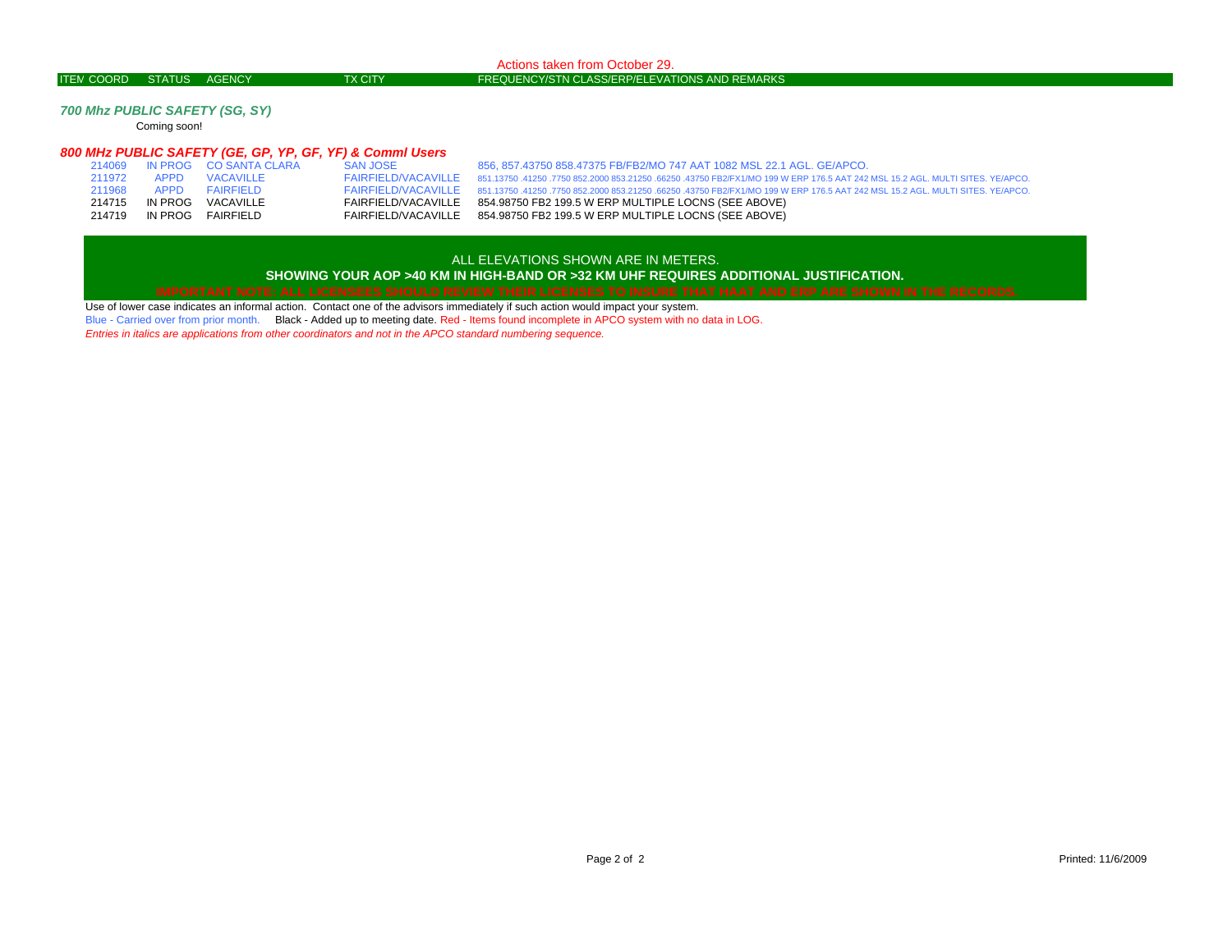Actions taken from October 29.

| ITEM | COORD | STATUS | AGENCY | TX CITY | FREQUENCY/STN CLASS/ERP/ELEVATIONS AND REMARKS |
|---|---|---|---|---|---|

### *700 Mhz PUBLIC SAFETY (SG, SY)*

Coming soon!

### *800 MHz PUBLIC SAFETY (GE, GP, YP, GF, YF) & Comml Users*

| ITEM | COORD | STATUS | AGENCY | TX CITY | FREQUENCY/STN CLASS/ERP/ELEVATIONS AND REMARKS |
|---|---|---|---|---|---|
| | 214069 | IN PROG | CO SANTA CLARA | SAN JOSE | 856, 857.43750 858.47375 FB/FB2/MO 747 AAT 1082 MSL 22.1 AGL. GE/APCO. |
| | 211972 | APPD | VACAVILLE | FAIRFIELD/VACAVILLE | 851.13750 .41250 .7750 852.2000 853.21250 .66250 .43750 FB2/FX1/MO 199 W ERP 176.5 AAT 242 MSL 15.2 AGL. MULTI SITES. YE/APCO. |
| | 211968 | APPD | FAIRFIELD | FAIRFIELD/VACAVILLE | 851.13750 .41250 .7750 852.2000 853.21250 .66250 .43750 FB2/FX1/MO 199 W ERP 176.5 AAT 242 MSL 15.2 AGL. MULTI SITES. YE/APCO. |
| | 214715 | IN PROG | VACAVILLE | FAIRFIELD/VACAVILLE | 854.98750 FB2 199.5 W ERP MULTIPLE LOCNS (SEE ABOVE) |
| | 214719 | IN PROG | FAIRFIELD | FAIRFIELD/VACAVILLE | 854.98750 FB2 199.5 W ERP MULTIPLE LOCNS (SEE ABOVE) |

ALL ELEVATIONS SHOWN ARE IN METERS.

**SHOWING YOUR AOP >40 KM IN HIGH-BAND OR >32 KM UHF REQUIRES ADDITIONAL JUSTIFICATION.**

**IMPORTANT NOTE: ALL LICENSEES SHOULD REVIEW THEIR LICENSES TO INSURE THAT HAAT AND ERP ARE SHOWN IN THE RECORDS.**

Use of lower case indicates an informal action. Contact one of the advisors immediately if such action would impact your system.

Blue - Carried over from prior month. Black - Added up to meeting date. Red - Items found incomplete in APCO system with no data in LOG.

*Entries in italics are applications from other coordinators and not in the APCO standard numbering sequence.*

Printed: 11/6/2009